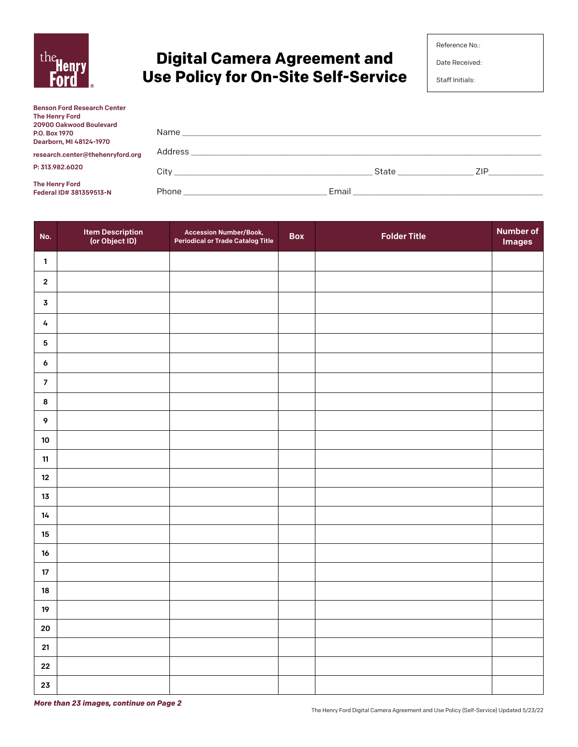# Digital Camera Agreement and Use Policy for On-Site Self-Service

Reference No.:

Date Received:

Staff Initials:

**Benson Ford Research Center**
**The Henry Ford**
**20900 Oakwood Boulevard**
**P.O. Box 1970**
**Dearborn, MI 48124-1970**

**research.center@thehenryford.org**

**P: 313.982.6020**

**The Henry Ford**
**Federal ID# 381359513-N**

Name ___________________________________________

Address ___________________________________________

City ______________________ State __________ ZIP__________

Phone ____________________ Email ______________________

| No. | Item Description (or Object ID) | Accession Number/Book, Periodical or Trade Catalog Title | Box | Folder Title | Number of Images |
|---|---|---|---|---|---|
| 1 | | | | | |
| 2 | | | | | |
| 3 | | | | | |
| 4 | | | | | |
| 5 | | | | | |
| 6 | | | | | |
| 7 | | | | | |
| 8 | | | | | |
| 9 | | | | | |
| 10 | | | | | |
| 11 | | | | | |
| 12 | | | | | |
| 13 | | | | | |
| 14 | | | | | |
| 15 | | | | | |
| 16 | | | | | |
| 17 | | | | | |
| 18 | | | | | |
| 19 | | | | | |
| 20 | | | | | |
| 21 | | | | | |
| 22 | | | | | |
| 23 | | | | | |

***More than 23 images, continue on Page 2***

The Henry Ford Digital Camera Agreement and Use Policy (Self-Service) Updated 5/23/22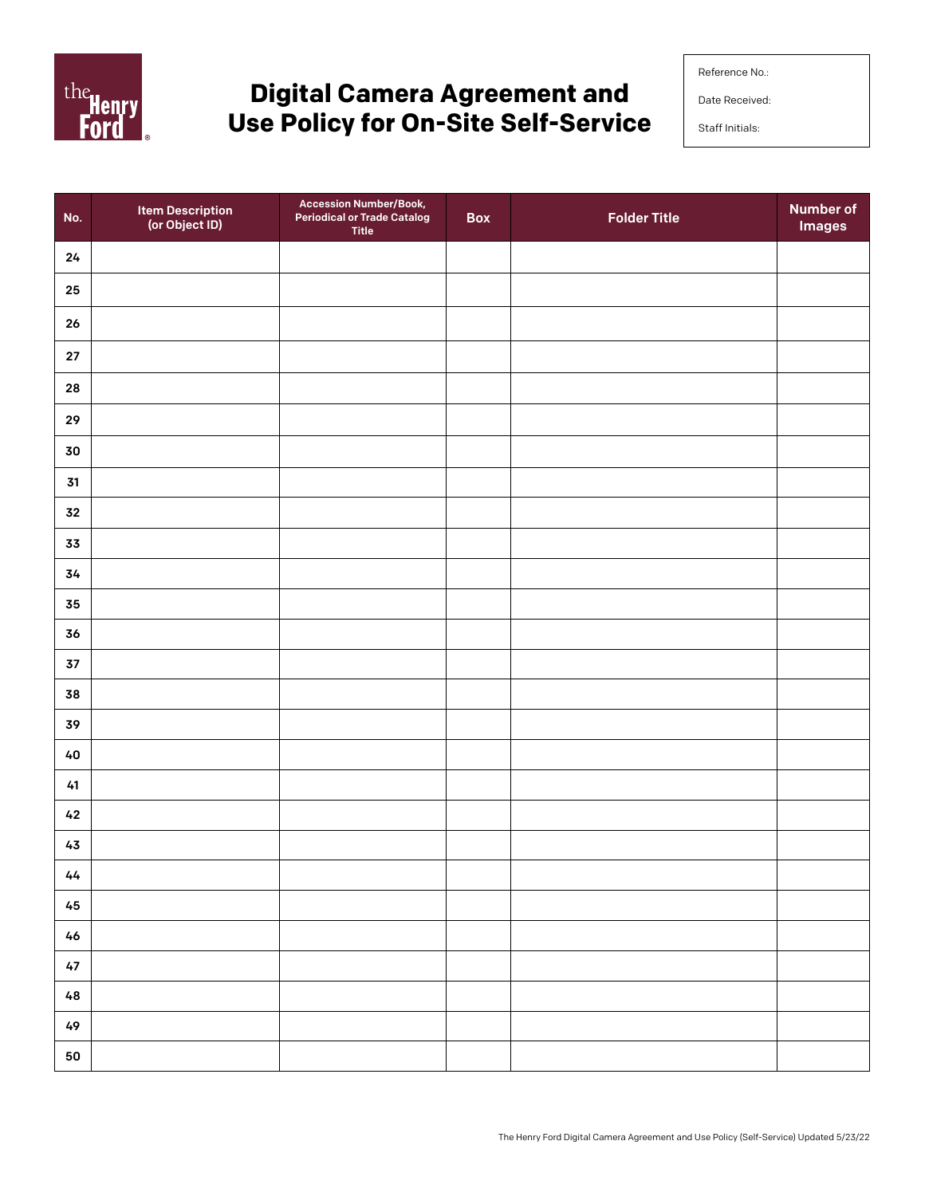# Digital Camera Agreement and Use Policy for On-Site Self-Service

Reference No.:

Date Received:

Staff Initials:

| No. | Item Description (or Object ID) | Accession Number/Book, Periodical or Trade Catalog Title | Box | Folder Title | Number of Images |
|---|---|---|---|---|---|
| 24 | | | | | |
| 25 | | | | | |
| 26 | | | | | |
| 27 | | | | | |
| 28 | | | | | |
| 29 | | | | | |
| 30 | | | | | |
| 31 | | | | | |
| 32 | | | | | |
| 33 | | | | | |
| 34 | | | | | |
| 35 | | | | | |
| 36 | | | | | |
| 37 | | | | | |
| 38 | | | | | |
| 39 | | | | | |
| 40 | | | | | |
| 41 | | | | | |
| 42 | | | | | |
| 43 | | | | | |
| 44 | | | | | |
| 45 | | | | | |
| 46 | | | | | |
| 47 | | | | | |
| 48 | | | | | |
| 49 | | | | | |
| 50 | | | | | |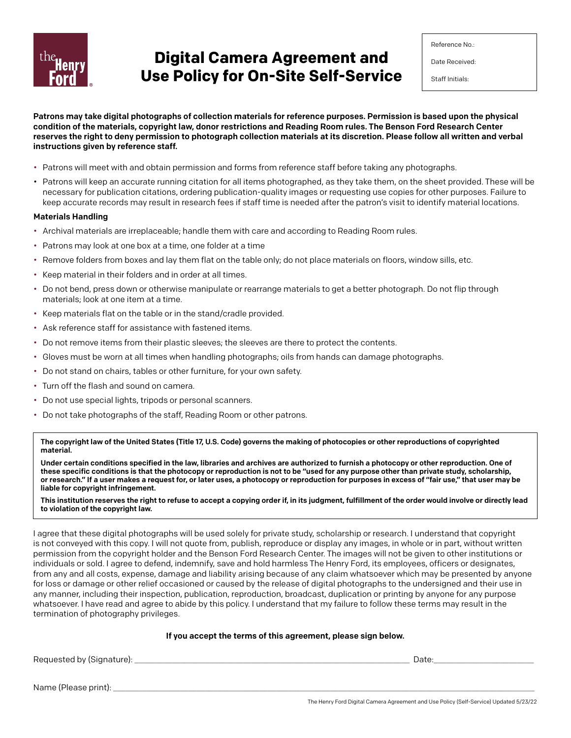# Digital Camera Agreement and Use Policy for On-Site Self-Service

Reference No.:

Date Received:

Staff Initials:

**Patrons may take digital photographs of collection materials for reference purposes. Permission is based upon the physical condition of the materials, copyright law, donor restrictions and Reading Room rules. The Benson Ford Research Center reserves the right to deny permission to photograph collection materials at its discretion. Please follow all written and verbal instructions given by reference staff.**

- Patrons will meet with and obtain permission and forms from reference staff before taking any photographs.
- Patrons will keep an accurate running citation for all items photographed, as they take them, on the sheet provided. These will be necessary for publication citations, ordering publication-quality images or requesting use copies for other purposes. Failure to keep accurate records may result in research fees if staff time is needed after the patron's visit to identify material locations.

**Materials Handling**

- Archival materials are irreplaceable; handle them with care and according to Reading Room rules.
- Patrons may look at one box at a time, one folder at a time
- Remove folders from boxes and lay them flat on the table only; do not place materials on floors, window sills, etc.
- Keep material in their folders and in order at all times.
- Do not bend, press down or otherwise manipulate or rearrange materials to get a better photograph. Do not flip through materials; look at one item at a time.
- Keep materials flat on the table or in the stand/cradle provided.
- Ask reference staff for assistance with fastened items.
- Do not remove items from their plastic sleeves; the sleeves are there to protect the contents.
- Gloves must be worn at all times when handling photographs; oils from hands can damage photographs.
- Do not stand on chairs, tables or other furniture, for your own safety.
- Turn off the flash and sound on camera.
- Do not use special lights, tripods or personal scanners.
- Do not take photographs of the staff, Reading Room or other patrons.

**The copyright law of the United States (Title 17, U.S. Code) governs the making of photocopies or other reproductions of copyrighted material.**

**Under certain conditions specified in the law, libraries and archives are authorized to furnish a photocopy or other reproduction. One of these specific conditions is that the photocopy or reproduction is not to be "used for any purpose other than private study, scholarship, or research." If a user makes a request for, or later uses, a photocopy or reproduction for purposes in excess of "fair use," that user may be liable for copyright infringement.**

**This institution reserves the right to refuse to accept a copying order if, in its judgment, fulfillment of the order would involve or directly lead to violation of the copyright law.**

I agree that these digital photographs will be used solely for private study, scholarship or research. I understand that copyright is not conveyed with this copy. I will not quote from, publish, reproduce or display any images, in whole or in part, without written permission from the copyright holder and the Benson Ford Research Center. The images will not be given to other institutions or individuals or sold. I agree to defend, indemnify, save and hold harmless The Henry Ford, its employees, officers or designates, from any and all costs, expense, damage and liability arising because of any claim whatsoever which may be presented by anyone for loss or damage or other relief occasioned or caused by the release of digital photographs to the undersigned and their use in any manner, including their inspection, publication, reproduction, broadcast, duplication or printing by anyone for any purpose whatsoever. I have read and agree to abide by this policy. I understand that my failure to follow these terms may result in the termination of photography privileges.

**If you accept the terms of this agreement, please sign below.**

Requested by (Signature): ______________________________ Date: ______________

Name (Please print): ______________________________

The Henry Ford Digital Camera Agreement and Use Policy (Self-Service) Updated 5/23/22